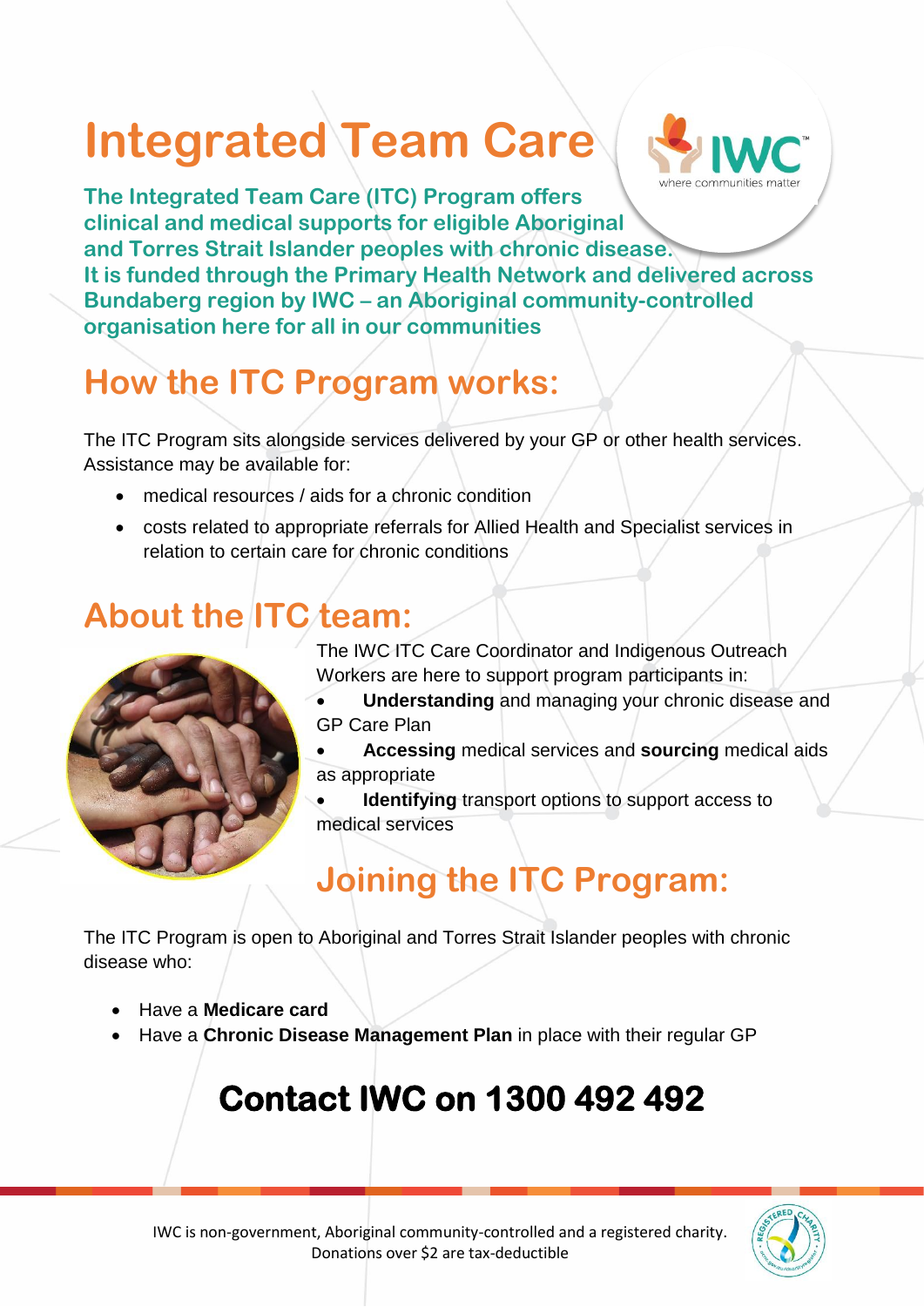# Integrated Team Care

**The Integrated Team Care (ITC) Program offers clinical and medical supports for eligible Aboriginal and Torres Strait Islander peoples with chronic disease. It is funded through the Primary Health Network and delivered across Bundaberg region by IWC – an Aboriginal community-controlled organisation here for all in our communities**

## How the ITC Program works:

The ITC Program sits alongside services delivered by your GP or other health services. Assistance may be available for:

- medical resources / aids for a chronic condition
- costs related to appropriate referrals for Allied Health and Specialist services in relation to certain care for chronic conditions

## About the ITC team:

The IWC ITC Care Coordinator and Indigenous Outreach Workers are here to support program participants in:

- **Understanding** and managing your chronic disease and GP Care Plan
- **Accessing** medical services and **sourcing** medical aids as appropriate
- **Identifying** transport options to support access to medical services

## Joining the ITC Program:

The ITC Program is open to Aboriginal and Torres Strait Islander peoples with chronic disease who:

- Have a **Medicare card**
- Have a **Chronic Disease Management Plan** in place with their regular GP

## Contact IWC on 1300 492 492

IWC is non-government, Aboriginal community-controlled and a registered charity. Donations over $2 are tax-deductible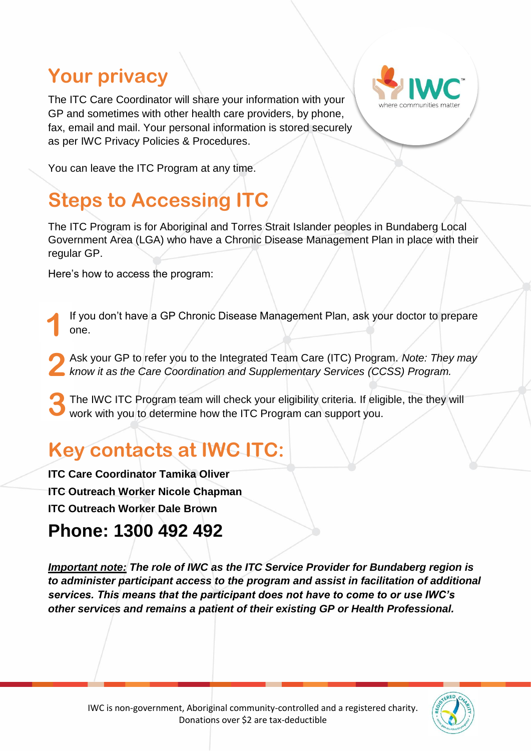## Your privacy

The ITC Care Coordinator will share your information with your GP and sometimes with other health care providers, by phone, fax, email and mail. Your personal information is stored securely as per IWC Privacy Policies & Procedures.

You can leave the ITC Program at any time.

## Steps to Accessing ITC

The ITC Program is for Aboriginal and Torres Strait Islander peoples in Bundaberg Local Government Area (LGA) who have a Chronic Disease Management Plan in place with their regular GP.

Here's how to access the program:

1. If you don't have a GP Chronic Disease Management Plan, ask your doctor to prepare one.
2. Ask your GP to refer you to the Integrated Team Care (ITC) Program. *Note: They may know it as the Care Coordination and Supplementary Services (CCSS) Program.*
3. The IWC ITC Program team will check your eligibility criteria. If eligible, the they will work with you to determine how the ITC Program can support you.

## Key contacts at IWC ITC:

**ITC Care Coordinator Tamika Oliver**
**ITC Outreach Worker Nicole Chapman**
**ITC Outreach Worker Dale Brown**

## Phone: 1300 492 492

***Important note:* The role of IWC as the ITC Service Provider for Bundaberg region is to administer participant access to the program and assist in facilitation of additional services. This means that the participant does not have to come to or use IWC's other services and remains a patient of their existing GP or Health Professional.**

IWC is non-government, Aboriginal community-controlled and a registered charity.
Donations over $2 are tax-deductible